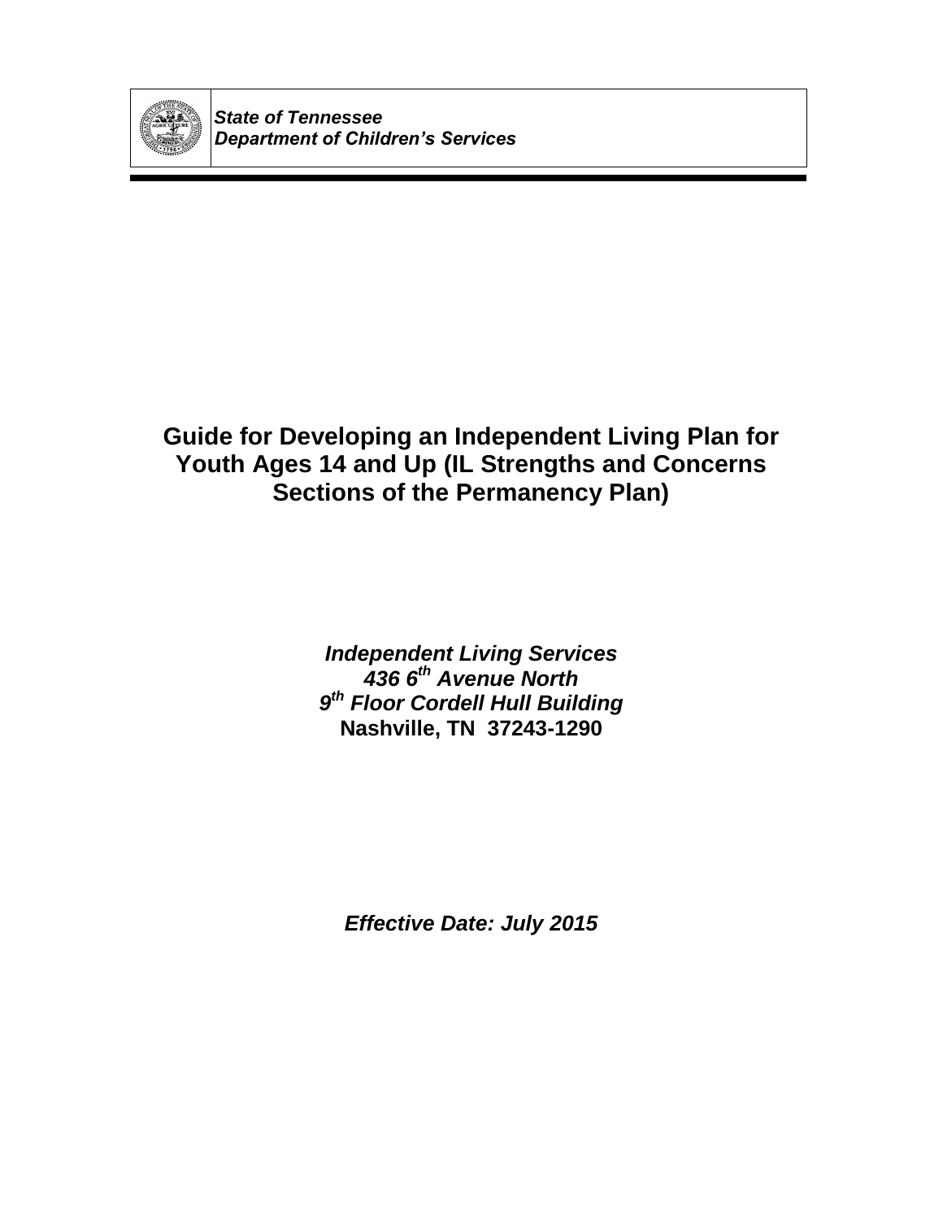*State of Tennessee*
*Department of Children's Services*

# Guide for Developing an Independent Living Plan for Youth Ages 14 and Up (IL Strengths and Concerns Sections of the Permanency Plan)

***Independent Living Services***
***436 6th Avenue North***
***9th Floor Cordell Hull Building***
**Nashville, TN 37243-1290**

***Effective Date: July 2015***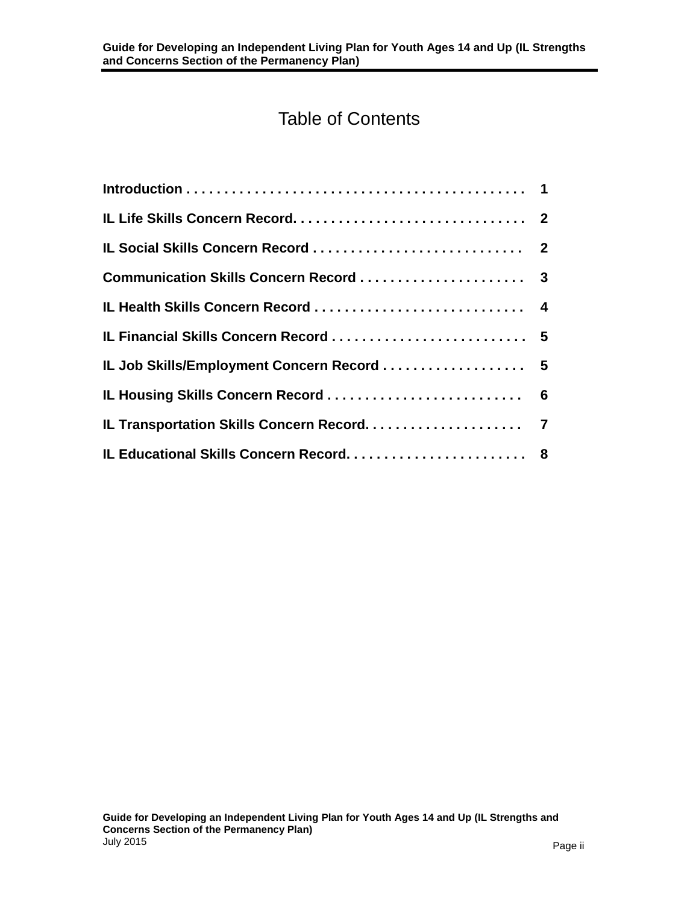# Table of Contents

| | |
|---|---|
| **Introduction** | **1** |
| **IL Life Skills Concern Record** | **2** |
| **IL Social Skills Concern Record** | **2** |
| **Communication Skills Concern Record** | **3** |
| **IL Health Skills Concern Record** | **4** |
| **IL Financial Skills Concern Record** | **5** |
| **IL Job Skills/Employment Concern Record** | **5** |
| **IL Housing Skills Concern Record** | **6** |
| **IL Transportation Skills Concern Record** | **7** |
| **IL Educational Skills Concern Record** | **8** |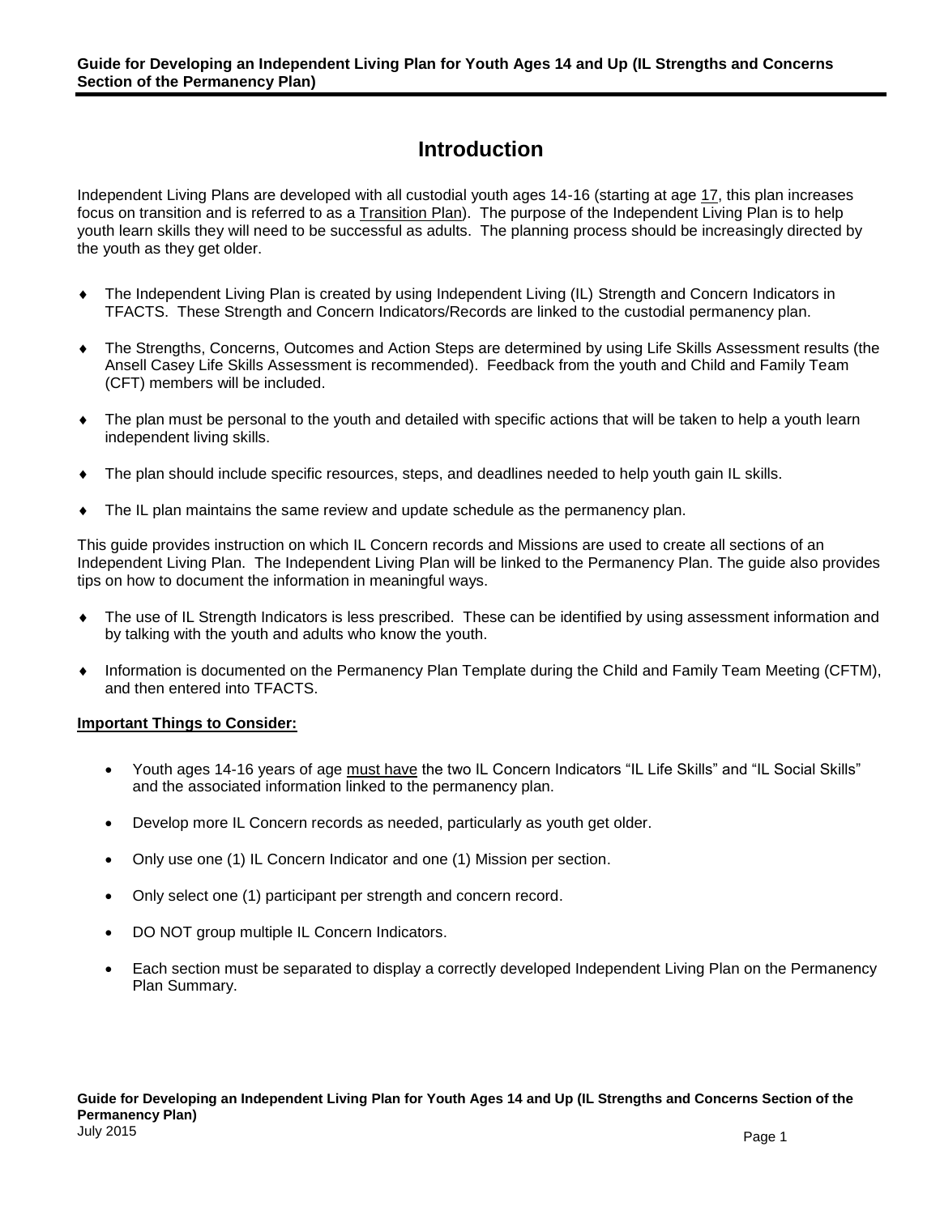# Introduction

Independent Living Plans are developed with all custodial youth ages 14-16 (starting at age 17, this plan increases focus on transition and is referred to as a Transition Plan). The purpose of the Independent Living Plan is to help youth learn skills they will need to be successful as adults. The planning process should be increasingly directed by the youth as they get older.

- The Independent Living Plan is created by using Independent Living (IL) Strength and Concern Indicators in TFACTS. These Strength and Concern Indicators/Records are linked to the custodial permanency plan.
- The Strengths, Concerns, Outcomes and Action Steps are determined by using Life Skills Assessment results (the Ansell Casey Life Skills Assessment is recommended). Feedback from the youth and Child and Family Team (CFT) members will be included.
- The plan must be personal to the youth and detailed with specific actions that will be taken to help a youth learn independent living skills.
- The plan should include specific resources, steps, and deadlines needed to help youth gain IL skills.
- The IL plan maintains the same review and update schedule as the permanency plan.

This guide provides instruction on which IL Concern records and Missions are used to create all sections of an Independent Living Plan. The Independent Living Plan will be linked to the Permanency Plan. The guide also provides tips on how to document the information in meaningful ways.

- The use of IL Strength Indicators is less prescribed. These can be identified by using assessment information and by talking with the youth and adults who know the youth.
- Information is documented on the Permanency Plan Template during the Child and Family Team Meeting (CFTM), and then entered into TFACTS.

**Important Things to Consider:**

- Youth ages 14-16 years of age must have the two IL Concern Indicators "IL Life Skills" and "IL Social Skills" and the associated information linked to the permanency plan.
- Develop more IL Concern records as needed, particularly as youth get older.
- Only use one (1) IL Concern Indicator and one (1) Mission per section.
- Only select one (1) participant per strength and concern record.
- DO NOT group multiple IL Concern Indicators.
- Each section must be separated to display a correctly developed Independent Living Plan on the Permanency Plan Summary.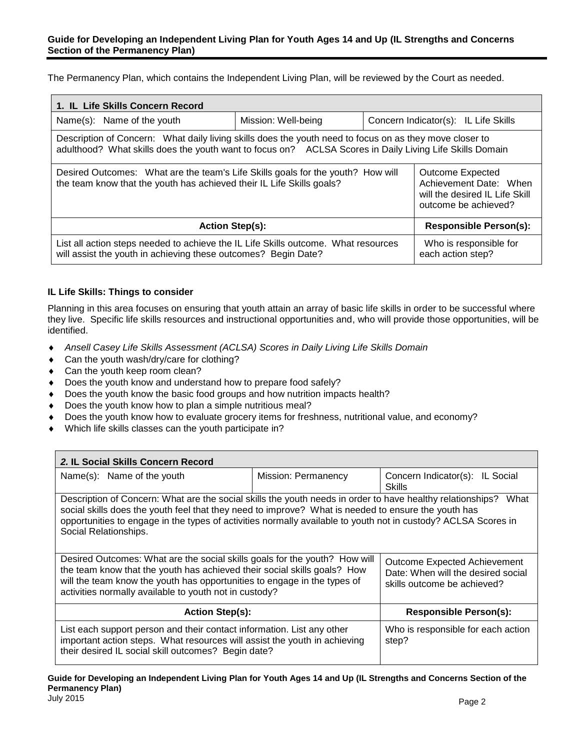The Permanency Plan, which contains the Independent Living Plan, will be reviewed by the Court as needed.

| 1. IL Life Skills Concern Record | | |
|---|---|---|
| Name(s): Name of the youth | Mission: Well-being | Concern Indicator(s): IL Life Skills |
| Description of Concern: What daily living skills does the youth need to focus on as they move closer to adulthood? What skills does the youth want to focus on? ACLSA Scores in Daily Living Life Skills Domain | | |
| Desired Outcomes: What are the team's Life Skills goals for the youth? How will the team know that the youth has achieved their IL Life Skills goals? | | Outcome Expected Achievement Date: When will the desired IL Life Skill outcome be achieved? |
| **Action Step(s):** | | **Responsible Person(s):** |
| List all action steps needed to achieve the IL Life Skills outcome. What resources will assist the youth in achieving these outcomes? Begin Date? | | Who is responsible for each action step? |

### IL Life Skills: Things to consider

Planning in this area focuses on ensuring that youth attain an array of basic life skills in order to be successful where they live. Specific life skills resources and instructional opportunities and, who will provide those opportunities, will be identified.

- *Ansell Casey Life Skills Assessment (ACLSA) Scores in Daily Living Life Skills Domain*
- Can the youth wash/dry/care for clothing?
- Can the youth keep room clean?
- Does the youth know and understand how to prepare food safely?
- Does the youth know the basic food groups and how nutrition impacts health?
- Does the youth know how to plan a simple nutritious meal?
- Does the youth know how to evaluate grocery items for freshness, nutritional value, and economy?
- Which life skills classes can the youth participate in?

| *2.* IL Social Skills Concern Record | | |
|---|---|---|
| Name(s): Name of the youth | Mission: Permanency | Concern Indicator(s): IL Social Skills |
| Description of Concern: What are the social skills the youth needs in order to have healthy relationships? What social skills does the youth feel that they need to improve? What is needed to ensure the youth has opportunities to engage in the types of activities normally available to youth not in custody? ACLSA Scores in Social Relationships. | | |
| Desired Outcomes: What are the social skills goals for the youth? How will the team know that the youth has achieved their social skills goals? How will the team know the youth has opportunities to engage in the types of activities normally available to youth not in custody? | | Outcome Expected Achievement Date: When will the desired social skills outcome be achieved? |
| **Action Step(s):** | | **Responsible Person(s):** |
| List each support person and their contact information. List any other important action steps. What resources will assist the youth in achieving their desired IL social skill outcomes? Begin date? | | Who is responsible for each action step? |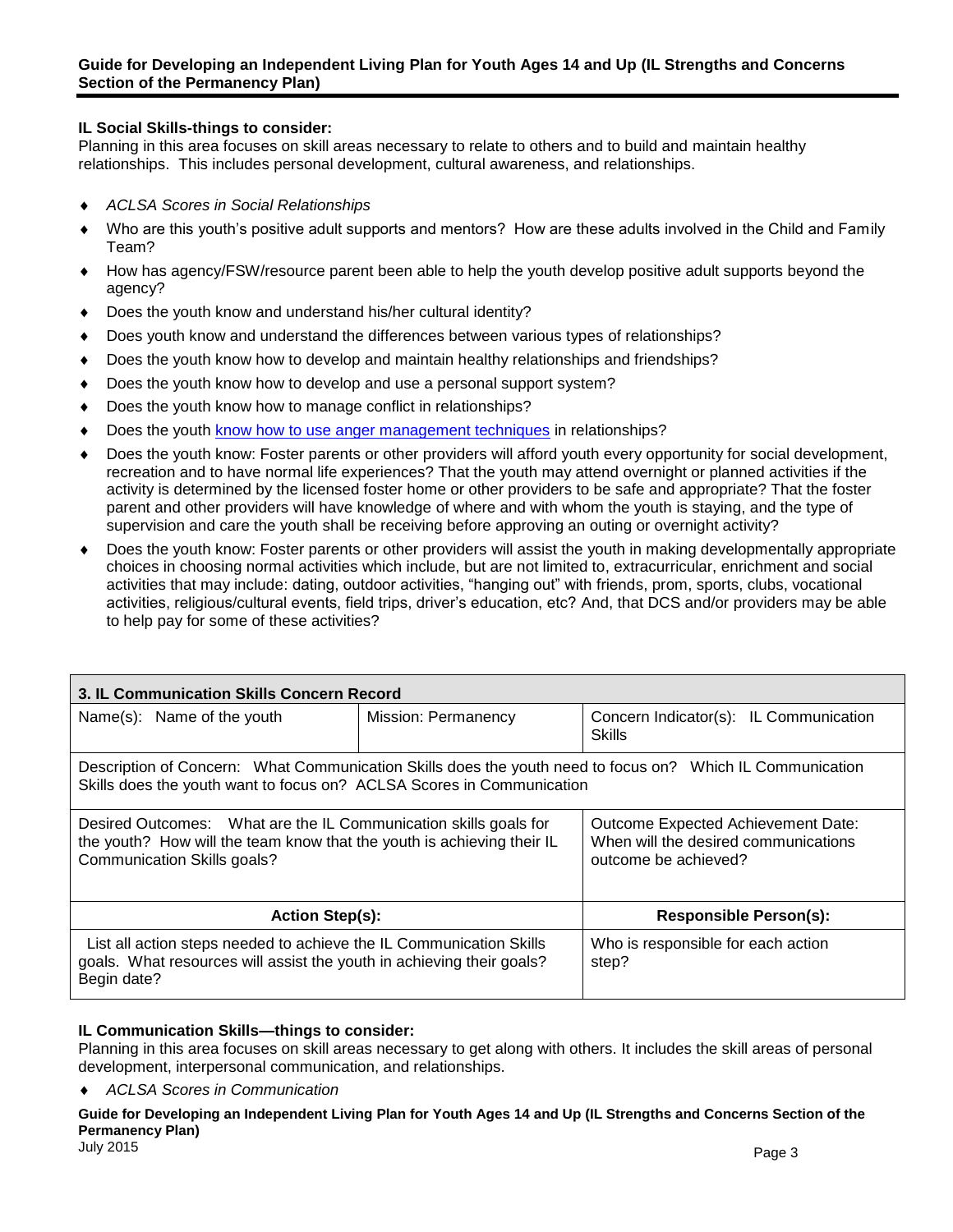**IL Social Skills-things to consider:**
Planning in this area focuses on skill areas necessary to relate to others and to build and maintain healthy relationships. This includes personal development, cultural awareness, and relationships.

- *ACLSA Scores in Social Relationships*
- Who are this youth's positive adult supports and mentors? How are these adults involved in the Child and Family Team?
- How has agency/FSW/resource parent been able to help the youth develop positive adult supports beyond the agency?
- Does the youth know and understand his/her cultural identity?
- Does youth know and understand the differences between various types of relationships?
- Does the youth know how to develop and maintain healthy relationships and friendships?
- Does the youth know how to develop and use a personal support system?
- Does the youth know how to manage conflict in relationships?
- Does the youth know how to use anger management techniques in relationships?
- Does the youth know: Foster parents or other providers will afford youth every opportunity for social development, recreation and to have normal life experiences? That the youth may attend overnight or planned activities if the activity is determined by the licensed foster home or other providers to be safe and appropriate? That the foster parent and other providers will have knowledge of where and with whom the youth is staying, and the type of supervision and care the youth shall be receiving before approving an outing or overnight activity?
- Does the youth know: Foster parents or other providers will assist the youth in making developmentally appropriate choices in choosing normal activities which include, but are not limited to, extracurricular, enrichment and social activities that may include: dating, outdoor activities, "hanging out" with friends, prom, sports, clubs, vocational activities, religious/cultural events, field trips, driver's education, etc? And, that DCS and/or providers may be able to help pay for some of these activities?

| **3. IL Communication Skills Concern Record** | | |
|---|---|---|
| Name(s): Name of the youth | Mission: Permanency | Concern Indicator(s): IL Communication Skills |
| Description of Concern: What Communication Skills does the youth need to focus on? Which IL Communication Skills does the youth want to focus on? ACLSA Scores in Communication | | |
| Desired Outcomes: What are the IL Communication skills goals for the youth? How will the team know that the youth is achieving their IL Communication Skills goals? | | Outcome Expected Achievement Date: When will the desired communications outcome be achieved? |
| **Action Step(s):** | | **Responsible Person(s):** |
| List all action steps needed to achieve the IL Communication Skills goals. What resources will assist the youth in achieving their goals? Begin date? | | Who is responsible for each action step? |

**IL Communication Skills—things to consider:**
Planning in this area focuses on skill areas necessary to get along with others. It includes the skill areas of personal development, interpersonal communication, and relationships.

- *ACLSA Scores in Communication*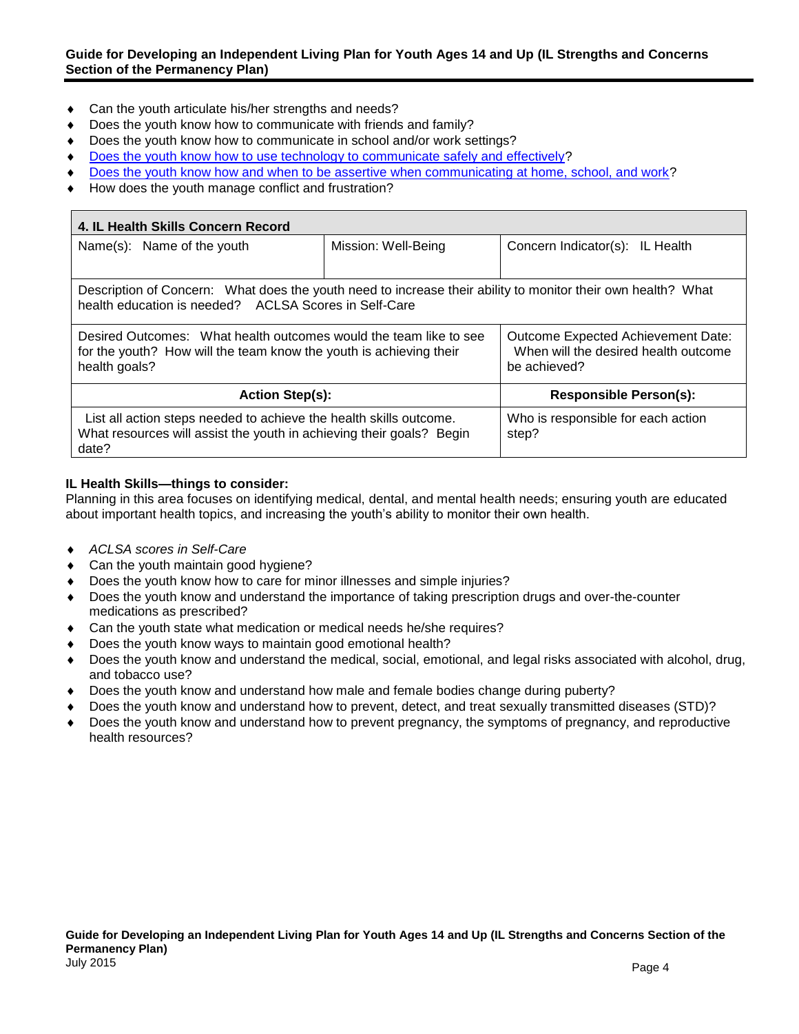- Can the youth articulate his/her strengths and needs?
- Does the youth know how to communicate with friends and family?
- Does the youth know how to communicate in school and/or work settings?
- Does the youth know how to use technology to communicate safely and effectively?
- Does the youth know how and when to be assertive when communicating at home, school, and work?
- How does the youth manage conflict and frustration?

| **4. IL Health Skills Concern Record** | | |
|---|---|---|
| Name(s): Name of the youth | Mission: Well-Being | Concern Indicator(s): IL Health |
| Description of Concern: What does the youth need to increase their ability to monitor their own health? What health education is needed? ACLSA Scores in Self-Care | | |
| Desired Outcomes: What health outcomes would the team like to see for the youth? How will the team know the youth is achieving their health goals? | | Outcome Expected Achievement Date: When will the desired health outcome be achieved? |
| **Action Step(s):** | | **Responsible Person(s):** |
| List all action steps needed to achieve the health skills outcome. What resources will assist the youth in achieving their goals? Begin date? | | Who is responsible for each action step? |

**IL Health Skills—things to consider:**
Planning in this area focuses on identifying medical, dental, and mental health needs; ensuring youth are educated about important health topics, and increasing the youth's ability to monitor their own health.

- *ACLSA scores in Self-Care*
- Can the youth maintain good hygiene?
- Does the youth know how to care for minor illnesses and simple injuries?
- Does the youth know and understand the importance of taking prescription drugs and over-the-counter medications as prescribed?
- Can the youth state what medication or medical needs he/she requires?
- Does the youth know ways to maintain good emotional health?
- Does the youth know and understand the medical, social, emotional, and legal risks associated with alcohol, drug, and tobacco use?
- Does the youth know and understand how male and female bodies change during puberty?
- Does the youth know and understand how to prevent, detect, and treat sexually transmitted diseases (STD)?
- Does the youth know and understand how to prevent pregnancy, the symptoms of pregnancy, and reproductive health resources?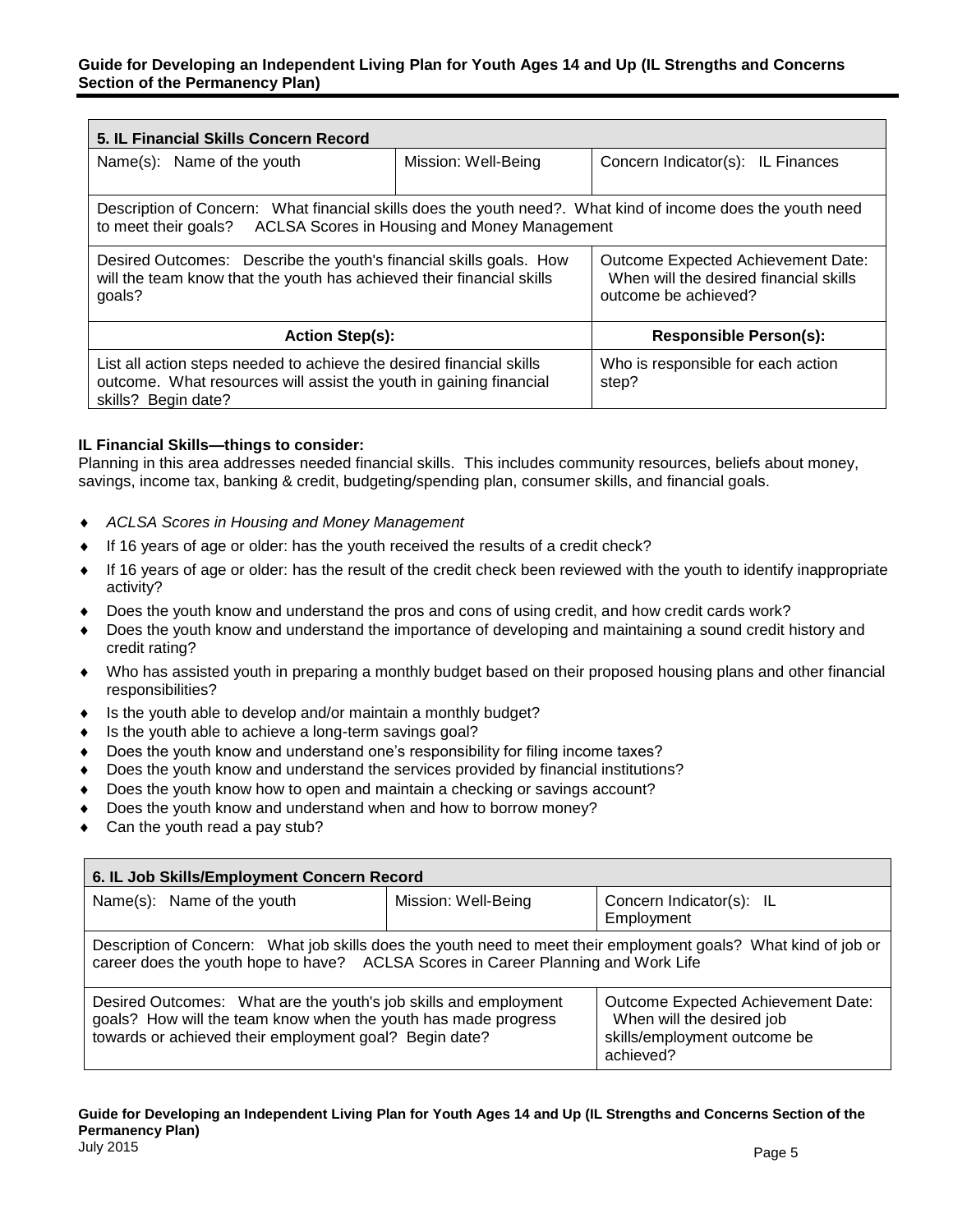| 5. IL Financial Skills Concern Record | | |
|---|---|---|
| Name(s): Name of the youth | Mission: Well-Being | Concern Indicator(s): IL Finances |
| Description of Concern: What financial skills does the youth need?. What kind of income does the youth need to meet their goals? ACLSA Scores in Housing and Money Management | | |
| Desired Outcomes: Describe the youth's financial skills goals. How will the team know that the youth has achieved their financial skills goals? | | Outcome Expected Achievement Date: When will the desired financial skills outcome be achieved? |
| **Action Step(s):** | | **Responsible Person(s):** |
| List all action steps needed to achieve the desired financial skills outcome. What resources will assist the youth in gaining financial skills? Begin date? | | Who is responsible for each action step? |

**IL Financial Skills—things to consider:**
Planning in this area addresses needed financial skills. This includes community resources, beliefs about money, savings, income tax, banking & credit, budgeting/spending plan, consumer skills, and financial goals.

- *ACLSA Scores in Housing and Money Management*
- If 16 years of age or older: has the youth received the results of a credit check?
- If 16 years of age or older: has the result of the credit check been reviewed with the youth to identify inappropriate activity?
- Does the youth know and understand the pros and cons of using credit, and how credit cards work?
- Does the youth know and understand the importance of developing and maintaining a sound credit history and credit rating?
- Who has assisted youth in preparing a monthly budget based on their proposed housing plans and other financial responsibilities?
- Is the youth able to develop and/or maintain a monthly budget?
- Is the youth able to achieve a long-term savings goal?
- Does the youth know and understand one's responsibility for filing income taxes?
- Does the youth know and understand the services provided by financial institutions?
- Does the youth know how to open and maintain a checking or savings account?
- Does the youth know and understand when and how to borrow money?
- Can the youth read a pay stub?

| 6. IL Job Skills/Employment Concern Record | | |
|---|---|---|
| Name(s): Name of the youth | Mission: Well-Being | Concern Indicator(s): IL Employment |
| Description of Concern: What job skills does the youth need to meet their employment goals? What kind of job or career does the youth hope to have? ACLSA Scores in Career Planning and Work Life | | |
| Desired Outcomes: What are the youth's job skills and employment goals? How will the team know when the youth has made progress towards or achieved their employment goal? Begin date? | | Outcome Expected Achievement Date: When will the desired job skills/employment outcome be achieved? |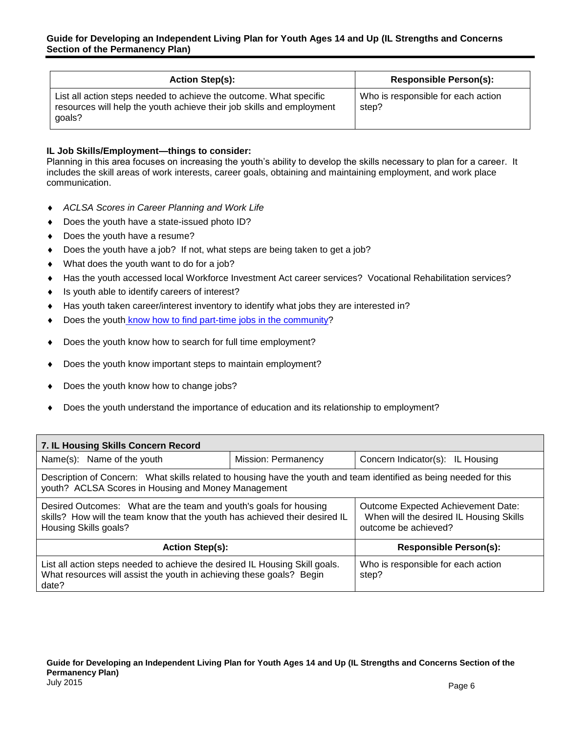| Action Step(s): | Responsible Person(s): |
| --- | --- |
| List all action steps needed to achieve the outcome. What specific resources will help the youth achieve their job skills and employment goals? | Who is responsible for each action step? |

**IL Job Skills/Employment—things to consider:**
Planning in this area focuses on increasing the youth's ability to develop the skills necessary to plan for a career. It includes the skill areas of work interests, career goals, obtaining and maintaining employment, and work place communication.

- *ACLSA Scores in Career Planning and Work Life*
- Does the youth have a state-issued photo ID?
- Does the youth have a resume?
- Does the youth have a job? If not, what steps are being taken to get a job?
- What does the youth want to do for a job?
- Has the youth accessed local Workforce Investment Act career services? Vocational Rehabilitation services?
- Is youth able to identify careers of interest?
- Has youth taken career/interest inventory to identify what jobs they are interested in?
- Does the youth know how to find part-time jobs in the community?
- Does the youth know how to search for full time employment?
- Does the youth know important steps to maintain employment?
- Does the youth know how to change jobs?
- Does the youth understand the importance of education and its relationship to employment?

| **7. IL Housing Skills Concern Record** | | |
| --- | --- | --- |
| Name(s): Name of the youth | Mission: Permanency | Concern Indicator(s): IL Housing |
| Description of Concern: What skills related to housing have the youth and team identified as being needed for this youth? ACLSA Scores in Housing and Money Management | | |
| Desired Outcomes: What are the team and youth's goals for housing skills? How will the team know that the youth has achieved their desired IL Housing Skills goals? | | Outcome Expected Achievement Date: When will the desired IL Housing Skills outcome be achieved? |
| **Action Step(s):** | | **Responsible Person(s):** |
| List all action steps needed to achieve the desired IL Housing Skill goals. What resources will assist the youth in achieving these goals? Begin date? | | Who is responsible for each action step? |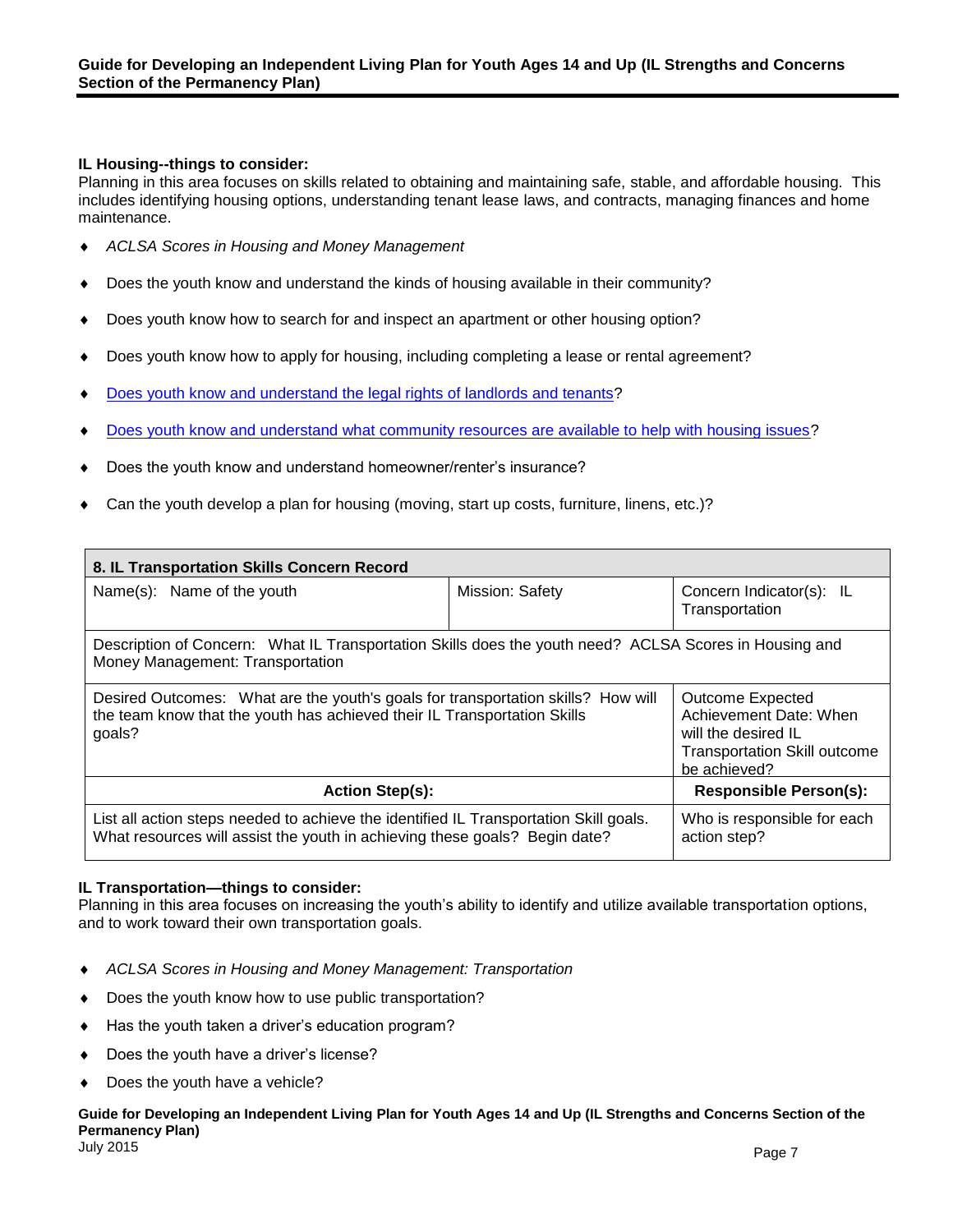**IL Housing--things to consider:**
Planning in this area focuses on skills related to obtaining and maintaining safe, stable, and affordable housing. This includes identifying housing options, understanding tenant lease laws, and contracts, managing finances and home maintenance.

- *ACLSA Scores in Housing and Money Management*
- Does the youth know and understand the kinds of housing available in their community?
- Does youth know how to search for and inspect an apartment or other housing option?
- Does youth know how to apply for housing, including completing a lease or rental agreement?
- Does youth know and understand the legal rights of landlords and tenants?
- Does youth know and understand what community resources are available to help with housing issues?
- Does the youth know and understand homeowner/renter's insurance?
- Can the youth develop a plan for housing (moving, start up costs, furniture, linens, etc.)?

| **8. IL Transportation Skills Concern Record** | | |
|---|---|---|
| Name(s): Name of the youth | Mission: Safety | Concern Indicator(s): IL Transportation |
| Description of Concern: What IL Transportation Skills does the youth need? ACLSA Scores in Housing and Money Management: Transportation | | |
| Desired Outcomes: What are the youth's goals for transportation skills? How will the team know that the youth has achieved their IL Transportation Skills goals? | | Outcome Expected Achievement Date: When will the desired IL Transportation Skill outcome be achieved? |
| **Action Step(s):** | | **Responsible Person(s):** |
| List all action steps needed to achieve the identified IL Transportation Skill goals. What resources will assist the youth in achieving these goals? Begin date? | | Who is responsible for each action step? |

**IL Transportation—things to consider:**
Planning in this area focuses on increasing the youth's ability to identify and utilize available transportation options, and to work toward their own transportation goals.

- *ACLSA Scores in Housing and Money Management: Transportation*
- Does the youth know how to use public transportation?
- Has the youth taken a driver's education program?
- Does the youth have a driver's license?
- Does the youth have a vehicle?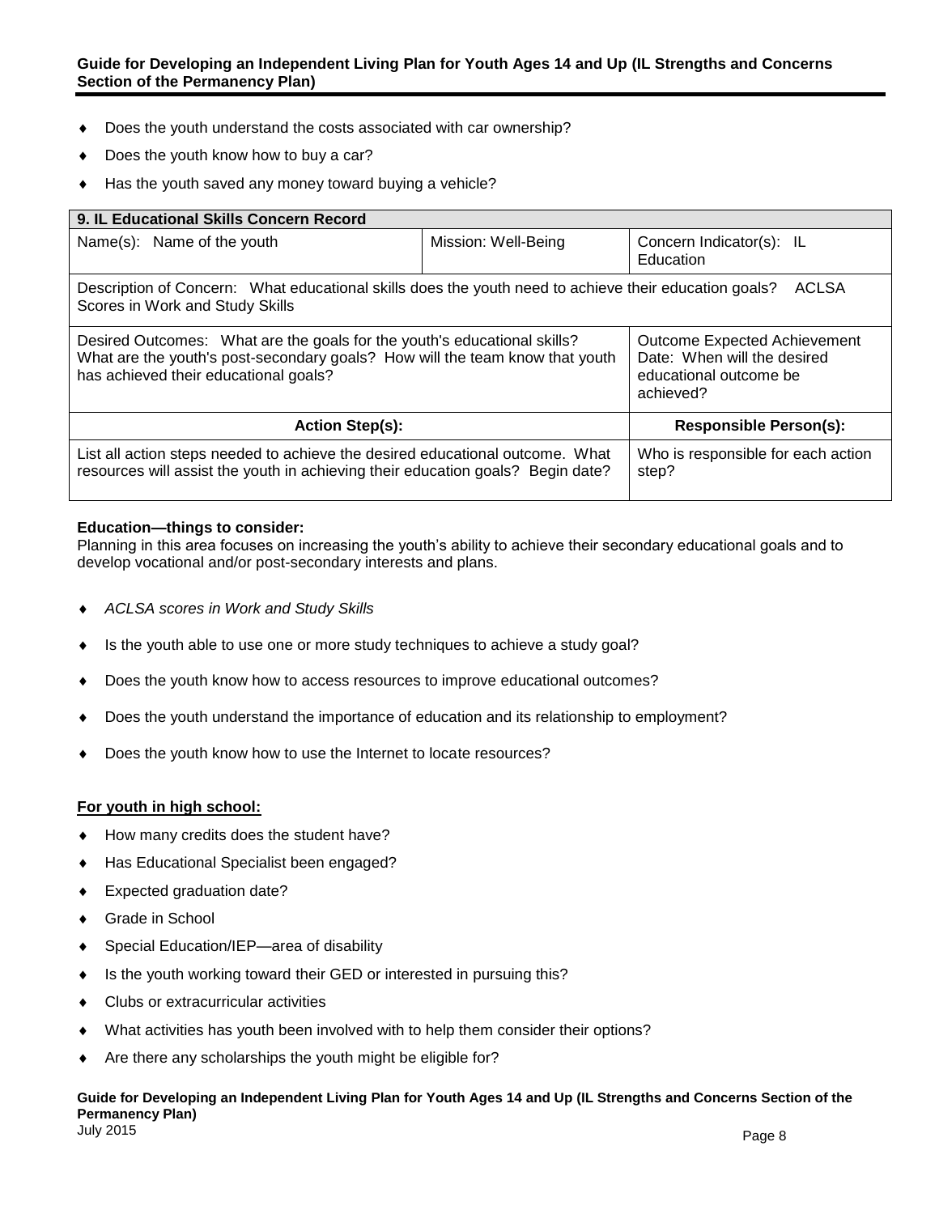- Does the youth understand the costs associated with car ownership?
- Does the youth know how to buy a car?
- Has the youth saved any money toward buying a vehicle?

| 9. IL Educational Skills Concern Record | | |
|---|---|---|
| Name(s): Name of the youth | Mission: Well-Being | Concern Indicator(s): IL Education |
| Description of Concern: What educational skills does the youth need to achieve their education goals? ACLSA Scores in Work and Study Skills | | |
| Desired Outcomes: What are the goals for the youth's educational skills? What are the youth's post-secondary goals? How will the team know that youth has achieved their educational goals? | | Outcome Expected Achievement Date: When will the desired educational outcome be achieved? |
| **Action Step(s):** | | **Responsible Person(s):** |
| List all action steps needed to achieve the desired educational outcome. What resources will assist the youth in achieving their education goals? Begin date? | | Who is responsible for each action step? |

**Education—things to consider:**
Planning in this area focuses on increasing the youth's ability to achieve their secondary educational goals and to develop vocational and/or post-secondary interests and plans.

- *ACLSA scores in Work and Study Skills*
- Is the youth able to use one or more study techniques to achieve a study goal?
- Does the youth know how to access resources to improve educational outcomes?
- Does the youth understand the importance of education and its relationship to employment?
- Does the youth know how to use the Internet to locate resources?

**For youth in high school:**

- How many credits does the student have?
- Has Educational Specialist been engaged?
- Expected graduation date?
- Grade in School
- Special Education/IEP—area of disability
- Is the youth working toward their GED or interested in pursuing this?
- Clubs or extracurricular activities
- What activities has youth been involved with to help them consider their options?
- Are there any scholarships the youth might be eligible for?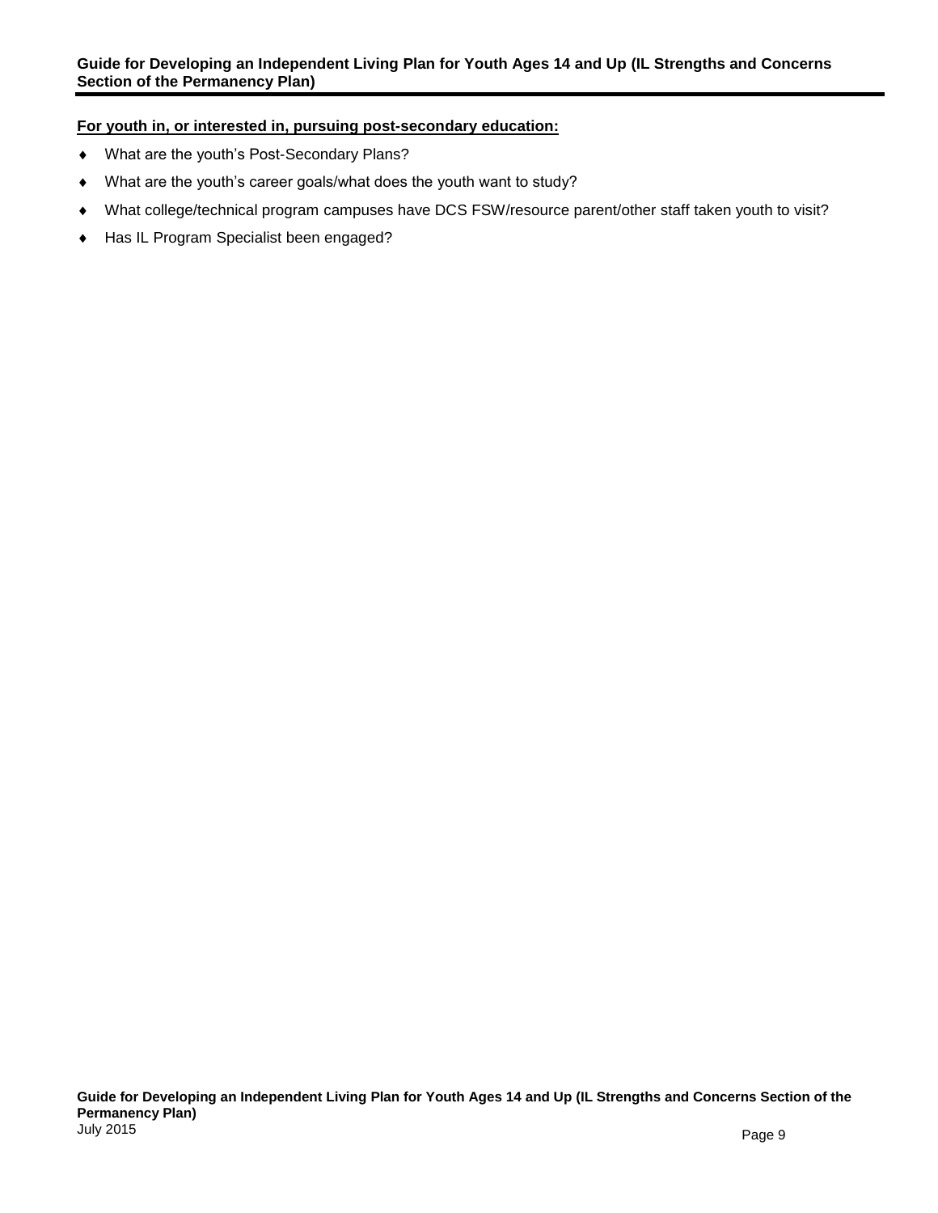**For youth in, or interested in, pursuing post-secondary education:**

- What are the youth's Post-Secondary Plans?
- What are the youth's career goals/what does the youth want to study?
- What college/technical program campuses have DCS FSW/resource parent/other staff taken youth to visit?
- Has IL Program Specialist been engaged?